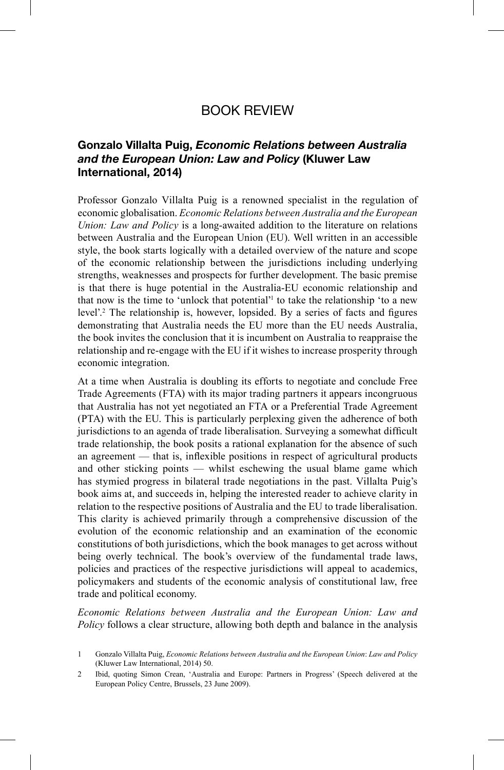# BOOK REVIEW

## Gonzalo Villalta Puig, *Economic Relations between Australia and the European Union: Law and Policy* (Kluwer Law International, 2014)

Professor Gonzalo Villalta Puig is a renowned specialist in the regulation of economic globalisation. *Economic Relations between Australia and the European Union: Law and Policy* is a long-awaited addition to the literature on relations between Australia and the European Union (EU). Well written in an accessible style, the book starts logically with a detailed overview of the nature and scope of the economic relationship between the jurisdictions including underlying strengths, weaknesses and prospects for further development. The basic premise is that there is huge potential in the Australia-EU economic relationship and that now is the time to 'unlock that potential'[1] to take the relationship 'to a new level'.[2] The relationship is, however, lopsided. By a series of facts and figures demonstrating that Australia needs the EU more than the EU needs Australia, the book invites the conclusion that it is incumbent on Australia to reappraise the relationship and re-engage with the EU if it wishes to increase prosperity through economic integration.

At a time when Australia is doubling its efforts to negotiate and conclude Free Trade Agreements (FTA) with its major trading partners it appears incongruous that Australia has not yet negotiated an FTA or a Preferential Trade Agreement (PTA) with the EU. This is particularly perplexing given the adherence of both jurisdictions to an agenda of trade liberalisation. Surveying a somewhat difficult trade relationship, the book posits a rational explanation for the absence of such an agreement — that is, inflexible positions in respect of agricultural products and other sticking points — whilst eschewing the usual blame game which has stymied progress in bilateral trade negotiations in the past. Villalta Puig's book aims at, and succeeds in, helping the interested reader to achieve clarity in relation to the respective positions of Australia and the EU to trade liberalisation. This clarity is achieved primarily through a comprehensive discussion of the evolution of the economic relationship and an examination of the economic constitutions of both jurisdictions, which the book manages to get across without being overly technical. The book's overview of the fundamental trade laws, policies and practices of the respective jurisdictions will appeal to academics, policymakers and students of the economic analysis of constitutional law, free trade and political economy.

*Economic Relations between Australia and the European Union: Law and Policy* follows a clear structure, allowing both depth and balance in the analysis

---

1 Gonzalo Villalta Puig, *Economic Relations between Australia and the European Union*: *Law and Policy* (Kluwer Law International, 2014) 50.

2 Ibid, quoting Simon Crean, 'Australia and Europe: Partners in Progress' (Speech delivered at the European Policy Centre, Brussels, 23 June 2009).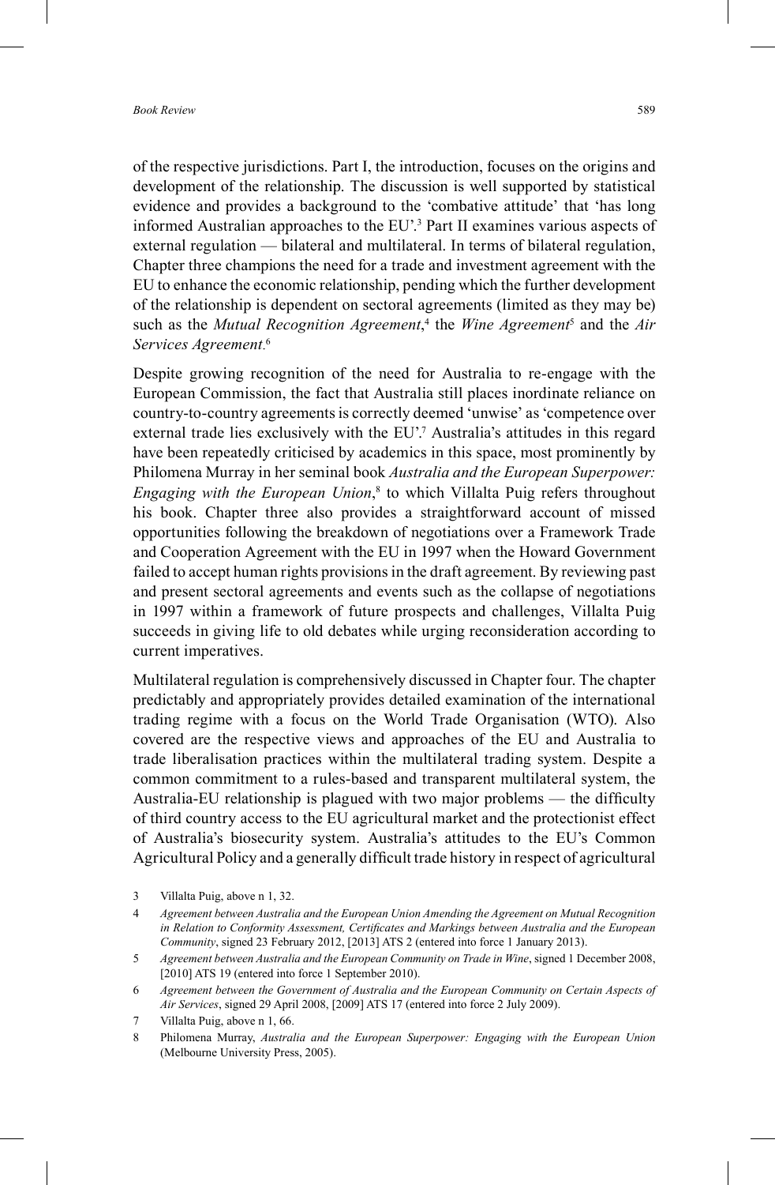of the respective jurisdictions. Part I, the introduction, focuses on the origins and development of the relationship. The discussion is well supported by statistical evidence and provides a background to the 'combative attitude' that 'has long informed Australian approaches to the EU'.[3] Part II examines various aspects of external regulation — bilateral and multilateral. In terms of bilateral regulation, Chapter three champions the need for a trade and investment agreement with the EU to enhance the economic relationship, pending which the further development of the relationship is dependent on sectoral agreements (limited as they may be) such as the *Mutual Recognition Agreement*,[4] the *Wine Agreement*[5] and the *Air Services Agreement*.[6]

Despite growing recognition of the need for Australia to re-engage with the European Commission, the fact that Australia still places inordinate reliance on country-to-country agreements is correctly deemed 'unwise' as 'competence over external trade lies exclusively with the EU'.[7] Australia's attitudes in this regard have been repeatedly criticised by academics in this space, most prominently by Philomena Murray in her seminal book *Australia and the European Superpower: Engaging with the European Union*,[8] to which Villalta Puig refers throughout his book. Chapter three also provides a straightforward account of missed opportunities following the breakdown of negotiations over a Framework Trade and Cooperation Agreement with the EU in 1997 when the Howard Government failed to accept human rights provisions in the draft agreement. By reviewing past and present sectoral agreements and events such as the collapse of negotiations in 1997 within a framework of future prospects and challenges, Villalta Puig succeeds in giving life to old debates while urging reconsideration according to current imperatives.

Multilateral regulation is comprehensively discussed in Chapter four. The chapter predictably and appropriately provides detailed examination of the international trading regime with a focus on the World Trade Organisation (WTO). Also covered are the respective views and approaches of the EU and Australia to trade liberalisation practices within the multilateral trading system. Despite a common commitment to a rules-based and transparent multilateral system, the Australia-EU relationship is plagued with two major problems — the difficulty of third country access to the EU agricultural market and the protectionist effect of Australia's biosecurity system. Australia's attitudes to the EU's Common Agricultural Policy and a generally difficult trade history in respect of agricultural

3 Villalta Puig, above n 1, 32.

4 *Agreement between Australia and the European Union Amending the Agreement on Mutual Recognition in Relation to Conformity Assessment, Certificates and Markings between Australia and the European Community*, signed 23 February 2012, [2013] ATS 2 (entered into force 1 January 2013).

5 *Agreement between Australia and the European Community on Trade in Wine*, signed 1 December 2008, [2010] ATS 19 (entered into force 1 September 2010).

6 *Agreement between the Government of Australia and the European Community on Certain Aspects of Air Services*, signed 29 April 2008, [2009] ATS 17 (entered into force 2 July 2009).

7 Villalta Puig, above n 1, 66.

8 Philomena Murray, *Australia and the European Superpower: Engaging with the European Union* (Melbourne University Press, 2005).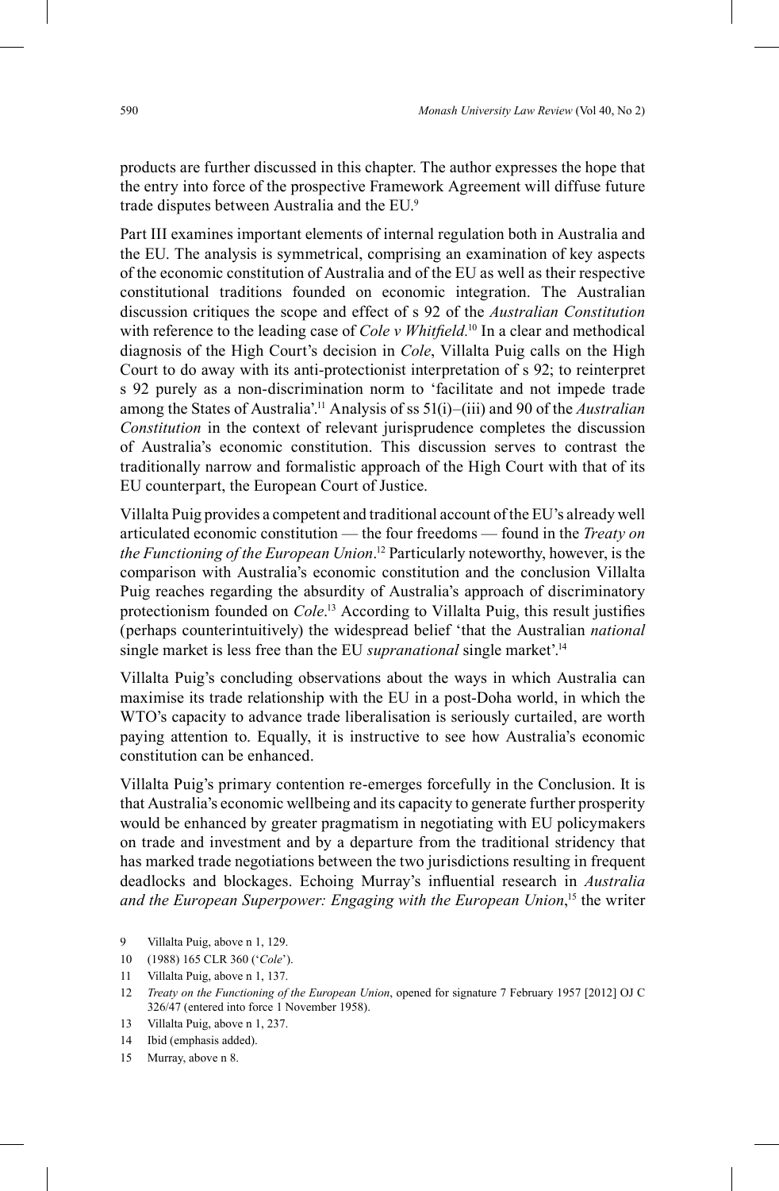products are further discussed in this chapter. The author expresses the hope that the entry into force of the prospective Framework Agreement will diffuse future trade disputes between Australia and the EU.[9]

Part III examines important elements of internal regulation both in Australia and the EU. The analysis is symmetrical, comprising an examination of key aspects of the economic constitution of Australia and of the EU as well as their respective constitutional traditions founded on economic integration. The Australian discussion critiques the scope and effect of s 92 of the *Australian Constitution* with reference to the leading case of *Cole v Whitfield*.[10] In a clear and methodical diagnosis of the High Court's decision in *Cole*, Villalta Puig calls on the High Court to do away with its anti-protectionist interpretation of s 92; to reinterpret s 92 purely as a non-discrimination norm to 'facilitate and not impede trade among the States of Australia'.[11] Analysis of ss 51(i)–(iii) and 90 of the *Australian Constitution* in the context of relevant jurisprudence completes the discussion of Australia's economic constitution. This discussion serves to contrast the traditionally narrow and formalistic approach of the High Court with that of its EU counterpart, the European Court of Justice.

Villalta Puig provides a competent and traditional account of the EU's already well articulated economic constitution — the four freedoms — found in the *Treaty on the Functioning of the European Union*.[12] Particularly noteworthy, however, is the comparison with Australia's economic constitution and the conclusion Villalta Puig reaches regarding the absurdity of Australia's approach of discriminatory protectionism founded on *Cole*.[13] According to Villalta Puig, this result justifies (perhaps counterintuitively) the widespread belief 'that the Australian *national* single market is less free than the EU *supranational* single market'.[14]

Villalta Puig's concluding observations about the ways in which Australia can maximise its trade relationship with the EU in a post-Doha world, in which the WTO's capacity to advance trade liberalisation is seriously curtailed, are worth paying attention to. Equally, it is instructive to see how Australia's economic constitution can be enhanced.

Villalta Puig's primary contention re-emerges forcefully in the Conclusion. It is that Australia's economic wellbeing and its capacity to generate further prosperity would be enhanced by greater pragmatism in negotiating with EU policymakers on trade and investment and by a departure from the traditional stridency that has marked trade negotiations between the two jurisdictions resulting in frequent deadlocks and blockages. Echoing Murray's influential research in *Australia and the European Superpower: Engaging with the European Union*,[15] the writer

---

9 Villalta Puig, above n 1, 129.

10 (1988) 165 CLR 360 ('*Cole*').

11 Villalta Puig, above n 1, 137.

12 *Treaty on the Functioning of the European Union*, opened for signature 7 February 1957 [2012] OJ C 326/47 (entered into force 1 November 1958).

13 Villalta Puig, above n 1, 237.

14 Ibid (emphasis added).

15 Murray, above n 8.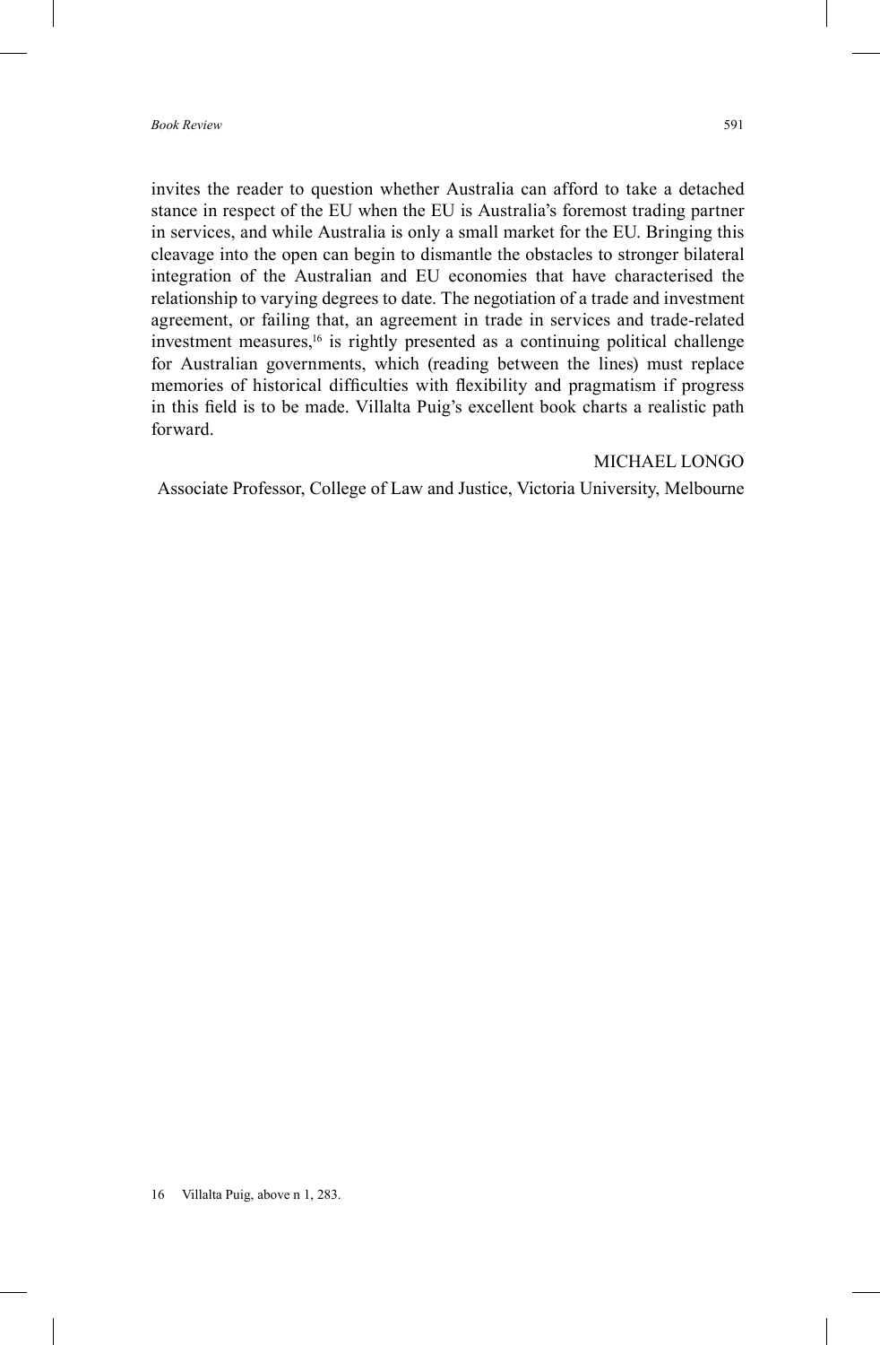invites the reader to question whether Australia can afford to take a detached stance in respect of the EU when the EU is Australia's foremost trading partner in services, and while Australia is only a small market for the EU. Bringing this cleavage into the open can begin to dismantle the obstacles to stronger bilateral integration of the Australian and EU economies that have characterised the relationship to varying degrees to date. The negotiation of a trade and investment agreement, or failing that, an agreement in trade in services and trade-related investment measures,[16] is rightly presented as a continuing political challenge for Australian governments, which (reading between the lines) must replace memories of historical difficulties with flexibility and pragmatism if progress in this field is to be made. Villalta Puig's excellent book charts a realistic path forward.

MICHAEL LONGO

Associate Professor, College of Law and Justice, Victoria University, Melbourne

16 Villalta Puig, above n 1, 283.